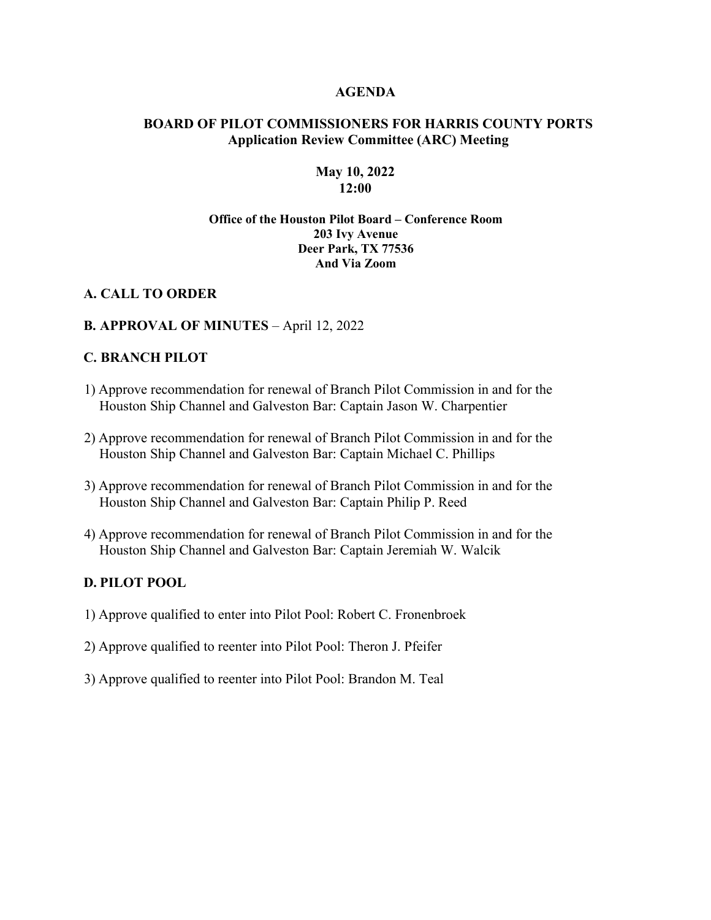# AGENDA

## BOARD OF PILOT COMMISSIONERS FOR HARRIS COUNTY PORTS
### Application Review Committee (ARC) Meeting

**May 10, 2022**
**12:00**

**Office of the Houston Pilot Board – Conference Room**
**203 Ivy Avenue**
**Deer Park, TX 77536**
**And Via Zoom**

## A. CALL TO ORDER

## B. APPROVAL OF MINUTES – April 12, 2022

## C. BRANCH PILOT

1) Approve recommendation for renewal of Branch Pilot Commission in and for the Houston Ship Channel and Galveston Bar: Captain Jason W. Charpentier

2) Approve recommendation for renewal of Branch Pilot Commission in and for the Houston Ship Channel and Galveston Bar: Captain Michael C. Phillips

3) Approve recommendation for renewal of Branch Pilot Commission in and for the Houston Ship Channel and Galveston Bar: Captain Philip P. Reed

4) Approve recommendation for renewal of Branch Pilot Commission in and for the Houston Ship Channel and Galveston Bar: Captain Jeremiah W. Walcik

## D. PILOT POOL

1) Approve qualified to enter into Pilot Pool: Robert C. Fronenbroek

2) Approve qualified to reenter into Pilot Pool: Theron J. Pfeifer

3) Approve qualified to reenter into Pilot Pool: Brandon M. Teal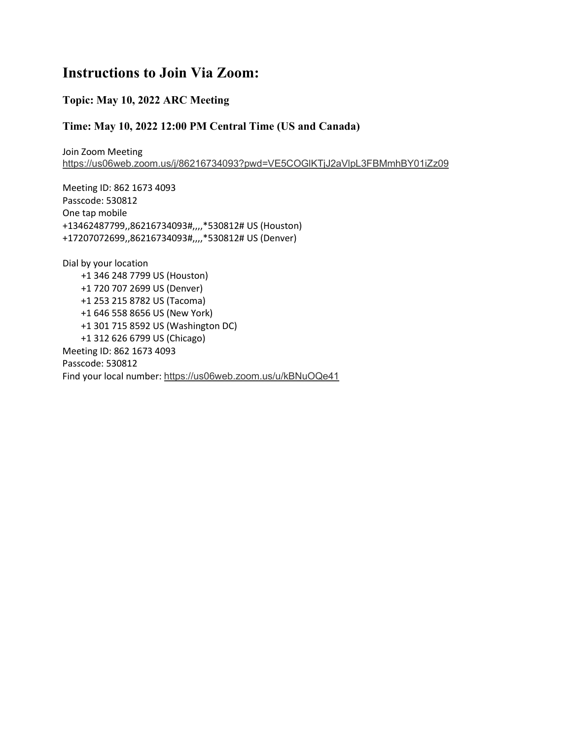# Instructions to Join Via Zoom:

### Topic: May 10, 2022 ARC Meeting

### Time: May 10, 2022 12:00 PM Central Time (US and Canada)

Join Zoom Meeting
https://us06web.zoom.us/j/86216734093?pwd=VE5COGlKTjJ2aVlpL3FBMmhBY01iZz09

Meeting ID: 862 1673 4093
Passcode: 530812
One tap mobile
+13462487799,,86216734093#,,,,*530812# US (Houston)
+17207072699,,86216734093#,,,,*530812# US (Denver)

Dial by your location
+1 346 248 7799 US (Houston)
+1 720 707 2699 US (Denver)
+1 253 215 8782 US (Tacoma)
+1 646 558 8656 US (New York)
+1 301 715 8592 US (Washington DC)
+1 312 626 6799 US (Chicago)
Meeting ID: 862 1673 4093
Passcode: 530812
Find your local number: https://us06web.zoom.us/u/kBNuOQe41